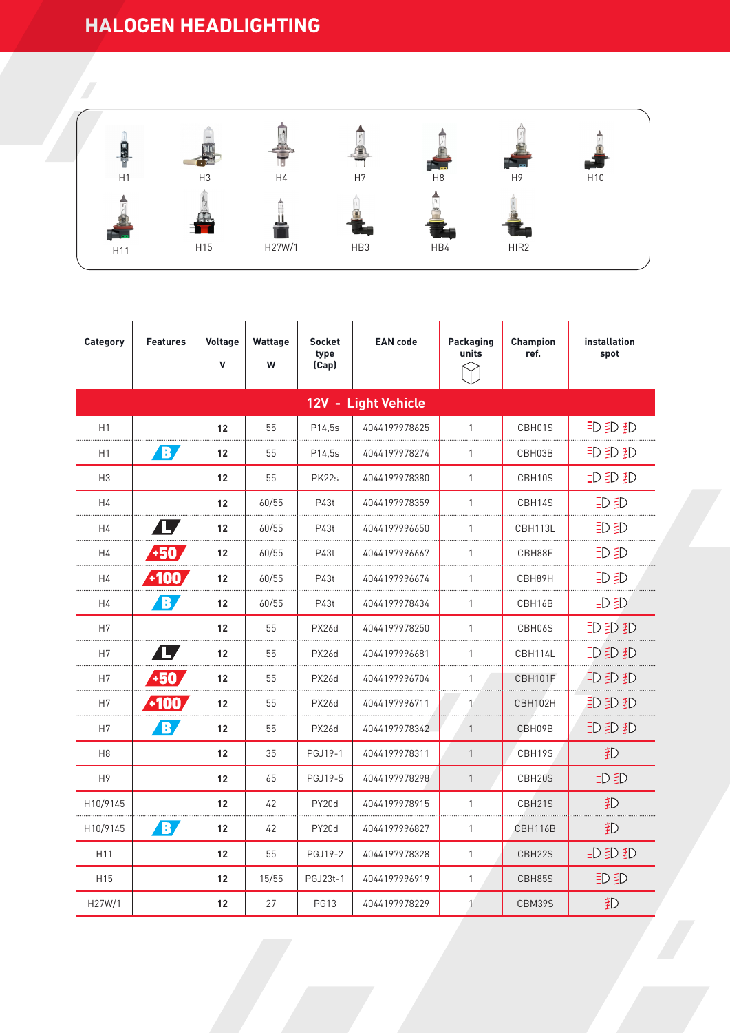# HALOGEN HEADLIGHTING

H1 H3 H4 H7 H8 H9 H10
H11 H15 H27W/1 HB3 HB4 HIR2

| Category | Features | Voltage V | Wattage W | Socket type (Cap) | EAN code | Packaging units | Champion ref. | installation spot |
|---|---|---|---|---|---|---|---|---|
| **12V - Light Vehicle** | | | | | | | | |
| H1 | | 12 | 55 | P14,5s | 4044197978625 | 1 | CBH01S | |
| H1 | B | 12 | 55 | P14,5s | 4044197978274 | 1 | CBH03B | |
| H3 | | 12 | 55 | PK22s | 4044197978380 | 1 | CBH10S | |
| H4 | | 12 | 60/55 | P43t | 4044197978359 | 1 | CBH14S | |
| H4 | L | 12 | 60/55 | P43t | 4044197996650 | 1 | CBH113L | |
| H4 | +50 | 12 | 60/55 | P43t | 4044197996667 | 1 | CBH88F | |
| H4 | +100 | 12 | 60/55 | P43t | 4044197996674 | 1 | CBH89H | |
| H4 | B | 12 | 60/55 | P43t | 4044197978434 | 1 | CBH16B | |
| H7 | | 12 | 55 | PX26d | 4044197978250 | 1 | CBH06S | |
| H7 | L | 12 | 55 | PX26d | 4044197996681 | 1 | CBH114L | |
| H7 | +50 | 12 | 55 | PX26d | 4044197996704 | 1 | CBH101F | |
| H7 | +100 | 12 | 55 | PX26d | 4044197996711 | 1 | CBH102H | |
| H7 | B | 12 | 55 | PX26d | 4044197978342 | 1 | CBH09B | |
| H8 | | 12 | 35 | PGJ19-1 | 4044197978311 | 1 | CBH19S | |
| H9 | | 12 | 65 | PGJ19-5 | 4044197978298 | 1 | CBH20S | |
| H10/9145 | | 12 | 42 | PY20d | 4044197978915 | 1 | CBH21S | |
| H10/9145 | B | 12 | 42 | PY20d | 4044197996827 | 1 | CBH116B | |
| H11 | | 12 | 55 | PGJ19-2 | 4044197978328 | 1 | CBH22S | |
| H15 | | 12 | 15/55 | PGJ23t-1 | 4044197996919 | 1 | CBH85S | |
| H27W/1 | | 12 | 27 | PG13 | 4044197978229 | 1 | CBM39S | |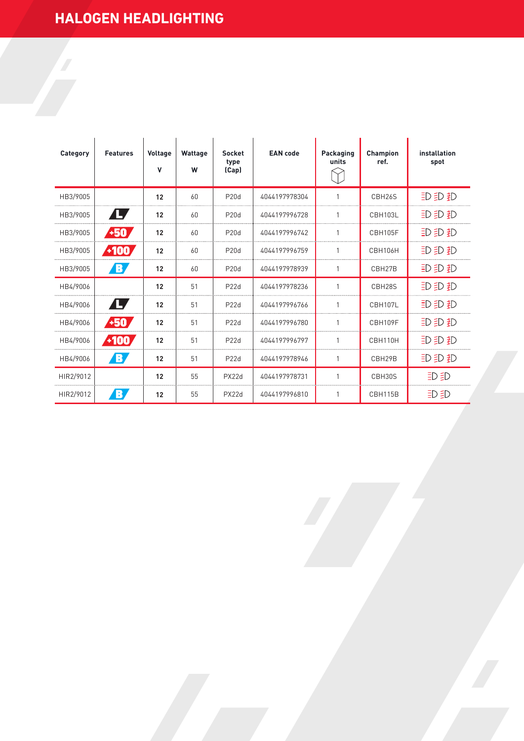# HALOGEN HEADLIGHTING

| Category | Features | Voltage V | Wattage W | Socket type (Cap) | EAN code | Packaging units | Champion ref. | installation spot |
|---|---|---|---|---|---|---|---|---|
| HB3/9005 | | 12 | 60 | P20d | 4044197978304 | 1 | CBH26S | |
| HB3/9005 | L | 12 | 60 | P20d | 4044197996728 | 1 | CBH103L | |
| HB3/9005 | +50 | 12 | 60 | P20d | 4044197996742 | 1 | CBH105F | |
| HB3/9005 | +100 | 12 | 60 | P20d | 4044197996759 | 1 | CBH106H | |
| HB3/9005 | B | 12 | 60 | P20d | 4044197978939 | 1 | CBH27B | |
| HB4/9006 | | 12 | 51 | P22d | 4044197978236 | 1 | CBH28S | |
| HB4/9006 | L | 12 | 51 | P22d | 4044197996766 | 1 | CBH107L | |
| HB4/9006 | +50 | 12 | 51 | P22d | 4044197996780 | 1 | CBH109F | |
| HB4/9006 | +100 | 12 | 51 | P22d | 4044197996797 | 1 | CBH110H | |
| HB4/9006 | B | 12 | 51 | P22d | 4044197978946 | 1 | CBH29B | |
| HIR2/9012 | | 12 | 55 | PX22d | 4044197978731 | 1 | CBH30S | |
| HIR2/9012 | B | 12 | 55 | PX22d | 4044197996810 | 1 | CBH115B | |